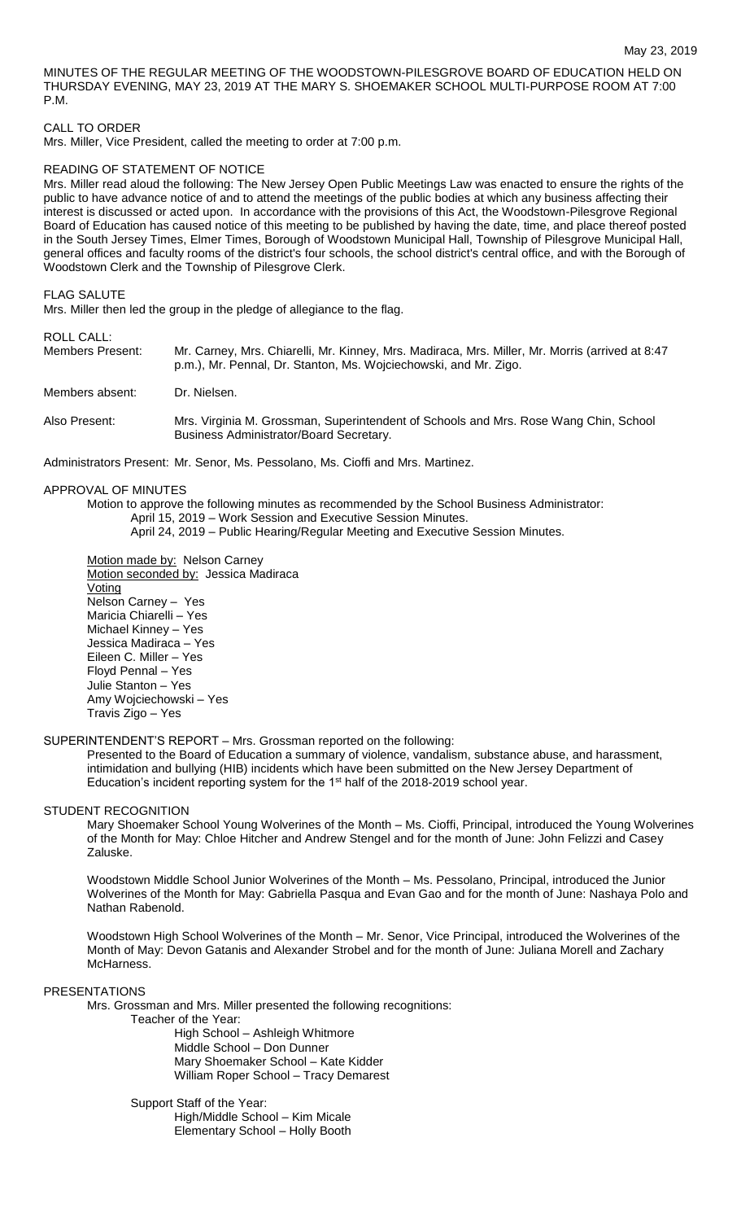MINUTES OF THE REGULAR MEETING OF THE WOODSTOWN-PILESGROVE BOARD OF EDUCATION HELD ON THURSDAY EVENING, MAY 23, 2019 AT THE MARY S. SHOEMAKER SCHOOL MULTI-PURPOSE ROOM AT 7:00 P.M.

CALL TO ORDER
Mrs. Miller, Vice President, called the meeting to order at 7:00 p.m.

READING OF STATEMENT OF NOTICE
Mrs. Miller read aloud the following: The New Jersey Open Public Meetings Law was enacted to ensure the rights of the public to have advance notice of and to attend the meetings of the public bodies at which any business affecting their interest is discussed or acted upon. In accordance with the provisions of this Act, the Woodstown-Pilesgrove Regional Board of Education has caused notice of this meeting to be published by having the date, time, and place thereof posted in the South Jersey Times, Elmer Times, Borough of Woodstown Municipal Hall, Township of Pilesgrove Municipal Hall, general offices and faculty rooms of the district's four schools, the school district's central office, and with the Borough of Woodstown Clerk and the Township of Pilesgrove Clerk.

FLAG SALUTE
Mrs. Miller then led the group in the pledge of allegiance to the flag.

ROLL CALL:

Members Present: Mr. Carney, Mrs. Chiarelli, Mr. Kinney, Mrs. Madiraca, Mrs. Miller, Mr. Morris (arrived at 8:47 p.m.), Mr. Pennal, Dr. Stanton, Ms. Wojciechowski, and Mr. Zigo.

Members absent: Dr. Nielsen.

Also Present: Mrs. Virginia M. Grossman, Superintendent of Schools and Mrs. Rose Wang Chin, School Business Administrator/Board Secretary.

Administrators Present: Mr. Senor, Ms. Pessolano, Ms. Cioffi and Mrs. Martinez.

APPROVAL OF MINUTES

Motion to approve the following minutes as recommended by the School Business Administrator:
April 15, 2019 – Work Session and Executive Session Minutes.
April 24, 2019 – Public Hearing/Regular Meeting and Executive Session Minutes.

Motion made by: Nelson Carney
Motion seconded by: Jessica Madiraca
Voting
Nelson Carney – Yes
Maricia Chiarelli – Yes
Michael Kinney – Yes
Jessica Madiraca – Yes
Eileen C. Miller – Yes
Floyd Pennal – Yes
Julie Stanton – Yes
Amy Wojciechowski – Yes
Travis Zigo – Yes

SUPERINTENDENT'S REPORT – Mrs. Grossman reported on the following:

Presented to the Board of Education a summary of violence, vandalism, substance abuse, and harassment, intimidation and bullying (HIB) incidents which have been submitted on the New Jersey Department of Education's incident reporting system for the 1st half of the 2018-2019 school year.

STUDENT RECOGNITION

Mary Shoemaker School Young Wolverines of the Month – Ms. Cioffi, Principal, introduced the Young Wolverines of the Month for May: Chloe Hitcher and Andrew Stengel and for the month of June: John Felizzi and Casey Zaluske.

Woodstown Middle School Junior Wolverines of the Month – Ms. Pessolano, Principal, introduced the Junior Wolverines of the Month for May: Gabriella Pasqua and Evan Gao and for the month of June: Nashaya Polo and Nathan Rabenold.

Woodstown High School Wolverines of the Month – Mr. Senor, Vice Principal, introduced the Wolverines of the Month of May: Devon Gatanis and Alexander Strobel and for the month of June: Juliana Morell and Zachary McHarness.

PRESENTATIONS

Mrs. Grossman and Mrs. Miller presented the following recognitions:

Teacher of the Year:
- High School – Ashleigh Whitmore
- Middle School – Don Dunner
- Mary Shoemaker School – Kate Kidder
- William Roper School – Tracy Demarest

Support Staff of the Year:
- High/Middle School – Kim Micale
- Elementary School – Holly Booth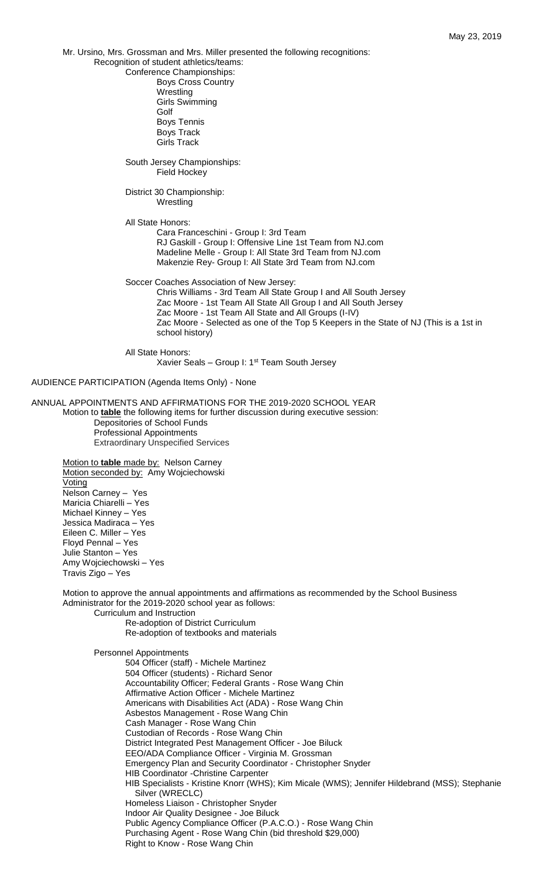Mr. Ursino, Mrs. Grossman and Mrs. Miller presented the following recognitions:

Recognition of student athletics/teams:

Conference Championships:
- Boys Cross Country
- Wrestling
- Girls Swimming
- Golf
- Boys Tennis
- Boys Track
- Girls Track

South Jersey Championships:
- Field Hockey

District 30 Championship:
- Wrestling

All State Honors:
- Cara Franceschini - Group I: 3rd Team
- RJ Gaskill - Group I: Offensive Line 1st Team from NJ.com
- Madeline Melle - Group I: All State 3rd Team from NJ.com
- Makenzie Rey- Group I: All State 3rd Team from NJ.com

Soccer Coaches Association of New Jersey:
- Chris Williams - 3rd Team All State Group I and All South Jersey
- Zac Moore - 1st Team All State All Group I and All South Jersey
- Zac Moore - 1st Team All State and All Groups (I-IV)
- Zac Moore - Selected as one of the Top 5 Keepers in the State of NJ (This is a 1st in school history)

All State Honors:
- Xavier Seals – Group I: 1st Team South Jersey

AUDIENCE PARTICIPATION (Agenda Items Only) - None

ANNUAL APPOINTMENTS AND AFFIRMATIONS FOR THE 2019-2020 SCHOOL YEAR

Motion to **table** the following items for further discussion during executive session:
- Depositories of School Funds
- Professional Appointments
- Extraordinary Unspecified Services

Motion to **table** made by: Nelson Carney
Motion seconded by: Amy Wojciechowski
Voting
Nelson Carney – Yes
Maricia Chiarelli – Yes
Michael Kinney – Yes
Jessica Madiraca – Yes
Eileen C. Miller – Yes
Floyd Pennal – Yes
Julie Stanton – Yes
Amy Wojciechowski – Yes
Travis Zigo – Yes

Motion to approve the annual appointments and affirmations as recommended by the School Business Administrator for the 2019-2020 school year as follows:

Curriculum and Instruction
- Re-adoption of District Curriculum
- Re-adoption of textbooks and materials

Personnel Appointments
- 504 Officer (staff) - Michele Martinez
- 504 Officer (students) - Richard Senor
- Accountability Officer; Federal Grants - Rose Wang Chin
- Affirmative Action Officer - Michele Martinez
- Americans with Disabilities Act (ADA) - Rose Wang Chin
- Asbestos Management - Rose Wang Chin
- Cash Manager - Rose Wang Chin
- Custodian of Records - Rose Wang Chin
- District Integrated Pest Management Officer - Joe Biluck
- EEO/ADA Compliance Officer - Virginia M. Grossman
- Emergency Plan and Security Coordinator - Christopher Snyder
- HIB Coordinator -Christine Carpenter
- HIB Specialists - Kristine Knorr (WHS); Kim Micale (WMS); Jennifer Hildebrand (MSS); Stephanie Silver (WRECLC)
- Homeless Liaison - Christopher Snyder
- Indoor Air Quality Designee - Joe Biluck
- Public Agency Compliance Officer (P.A.C.O.) - Rose Wang Chin
- Purchasing Agent - Rose Wang Chin (bid threshold $29,000)
- Right to Know - Rose Wang Chin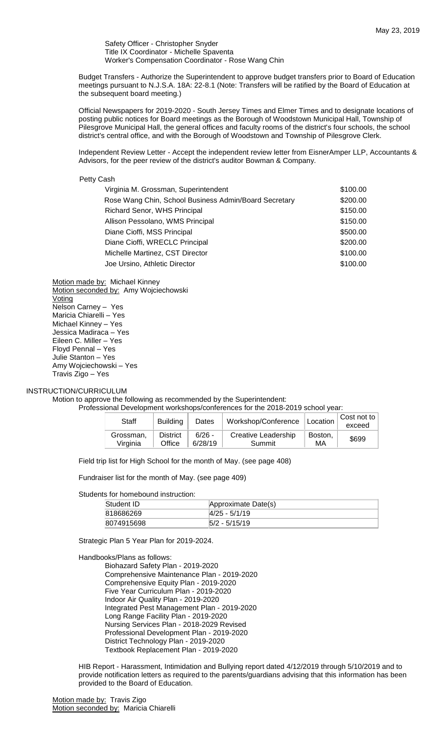Safety Officer - Christopher Snyder
Title IX Coordinator - Michelle Spaventa
Worker's Compensation Coordinator - Rose Wang Chin

Budget Transfers - Authorize the Superintendent to approve budget transfers prior to Board of Education meetings pursuant to N.J.S.A. 18A: 22-8.1 (Note: Transfers will be ratified by the Board of Education at the subsequent board meeting.)

Official Newspapers for 2019-2020 - South Jersey Times and Elmer Times and to designate locations of posting public notices for Board meetings as the Borough of Woodstown Municipal Hall, Township of Pilesgrove Municipal Hall, the general offices and faculty rooms of the district's four schools, the school district's central office, and with the Borough of Woodstown and Township of Pilesgrove Clerk.

Independent Review Letter - Accept the independent review letter from EisnerAmper LLP, Accountants & Advisors, for the peer review of the district's auditor Bowman & Company.

Petty Cash

| | |
|---|---|
| Virginia M. Grossman, Superintendent | $100.00 |
| Rose Wang Chin, School Business Admin/Board Secretary | $200.00 |
| Richard Senor, WHS Principal | $150.00 |
| Allison Pessolano, WMS Principal | $150.00 |
| Diane Cioffi, MSS Principal | $500.00 |
| Diane Cioffi, WRECLC Principal | $200.00 |
| Michelle Martinez, CST Director | $100.00 |
| Joe Ursino, Athletic Director | $100.00 |

Motion made by: Michael Kinney
Motion seconded by: Amy Wojciechowski
Voting
Nelson Carney – Yes
Maricia Chiarelli – Yes
Michael Kinney – Yes
Jessica Madiraca – Yes
Eileen C. Miller – Yes
Floyd Pennal – Yes
Julie Stanton – Yes
Amy Wojciechowski – Yes
Travis Zigo – Yes

## INSTRUCTION/CURRICULUM

Motion to approve the following as recommended by the Superintendent:

Professional Development workshops/conferences for the 2018-2019 school year:

| Staff | Building | Dates | Workshop/Conference | Location | Cost not to exceed |
|---|---|---|---|---|---|
| Grossman, Virginia | District Office | 6/26 - 6/28/19 | Creative Leadership Summit | Boston, MA | $699 |

Field trip list for High School for the month of May. (see page 408)

Fundraiser list for the month of May. (see page 409)

Students for homebound instruction:

| Student ID | Approximate Date(s) |
|---|---|
| 818686269 | 4/25 - 5/1/19 |
| 8074915698 | 5/2 - 5/15/19 |

Strategic Plan 5 Year Plan for 2019-2024.

Handbooks/Plans as follows:

- Biohazard Safety Plan - 2019-2020
- Comprehensive Maintenance Plan - 2019-2020
- Comprehensive Equity Plan - 2019-2020
- Five Year Curriculum Plan - 2019-2020
- Indoor Air Quality Plan - 2019-2020
- Integrated Pest Management Plan - 2019-2020
- Long Range Facility Plan - 2019-2020
- Nursing Services Plan - 2018-2029 Revised
- Professional Development Plan - 2019-2020
- District Technology Plan - 2019-2020
- Textbook Replacement Plan - 2019-2020

HIB Report - Harassment, Intimidation and Bullying report dated 4/12/2019 through 5/10/2019 and to provide notification letters as required to the parents/guardians advising that this information has been provided to the Board of Education.

Motion made by: Travis Zigo
Motion seconded by: Maricia Chiarelli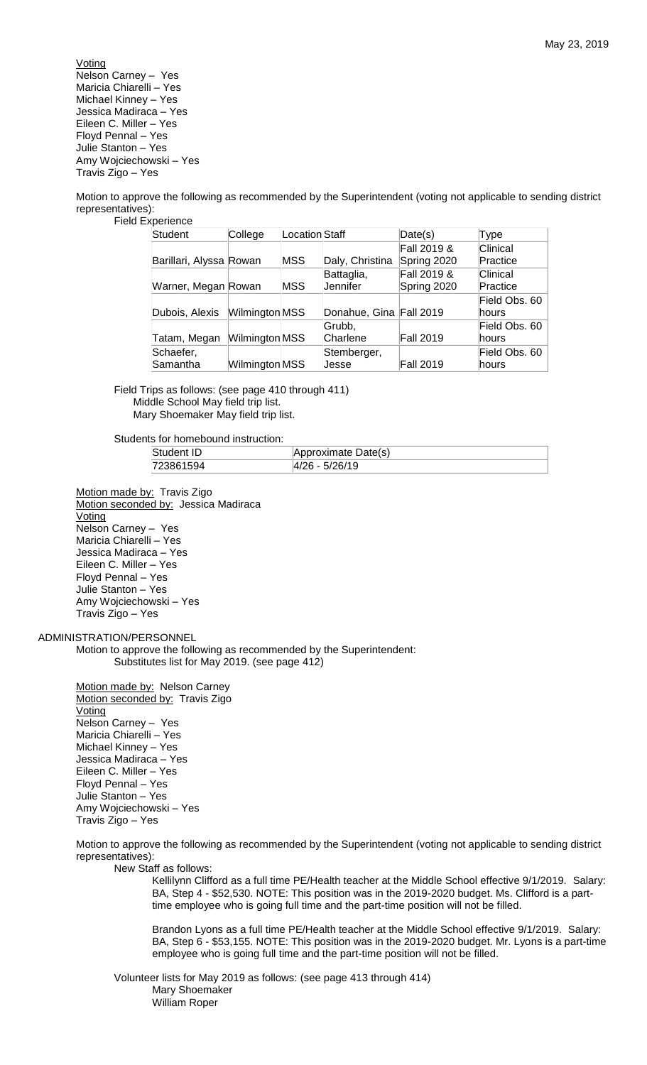Voting
Nelson Carney – Yes
Maricia Chiarelli – Yes
Michael Kinney – Yes
Jessica Madiraca – Yes
Eileen C. Miller – Yes
Floyd Pennal – Yes
Julie Stanton – Yes
Amy Wojciechowski – Yes
Travis Zigo – Yes

Motion to approve the following as recommended by the Superintendent (voting not applicable to sending district representatives):

Field Experience

| Student | College | Location | Staff | Date(s) | Type |
|---|---|---|---|---|---|
| Barillari, Alyssa | Rowan | MSS | Daly, Christina | Fall 2019 & Spring 2020 | Clinical Practice |
| Warner, Megan | Rowan | MSS | Battaglia, Jennifer | Fall 2019 & Spring 2020 | Clinical Practice |
| Dubois, Alexis | Wilmington | MSS | Donahue, Gina | Fall 2019 | Field Obs. 60 hours |
| Tatam, Megan | Wilmington | MSS | Grubb, Charlene | Fall 2019 | Field Obs. 60 hours |
| Schaefer, Samantha | Wilmington | MSS | Stemberger, Jesse | Fall 2019 | Field Obs. 60 hours |

Field Trips as follows: (see page 410 through 411)
Middle School May field trip list.
Mary Shoemaker May field trip list.

Students for homebound instruction:

| Student ID | Approximate Date(s) |
|---|---|
| 723861594 | 4/26 - 5/26/19 |

Motion made by: Travis Zigo
Motion seconded by: Jessica Madiraca
Voting
Nelson Carney – Yes
Maricia Chiarelli – Yes
Jessica Madiraca – Yes
Eileen C. Miller – Yes
Floyd Pennal – Yes
Julie Stanton – Yes
Amy Wojciechowski – Yes
Travis Zigo – Yes

## ADMINISTRATION/PERSONNEL

Motion to approve the following as recommended by the Superintendent:
Substitutes list for May 2019. (see page 412)

Motion made by: Nelson Carney
Motion seconded by: Travis Zigo
Voting
Nelson Carney – Yes
Maricia Chiarelli – Yes
Michael Kinney – Yes
Jessica Madiraca – Yes
Eileen C. Miller – Yes
Floyd Pennal – Yes
Julie Stanton – Yes
Amy Wojciechowski – Yes
Travis Zigo – Yes

Motion to approve the following as recommended by the Superintendent (voting not applicable to sending district representatives):

New Staff as follows:

Kellilynn Clifford as a full time PE/Health teacher at the Middle School effective 9/1/2019. Salary: BA, Step 4 - $52,530. NOTE: This position was in the 2019-2020 budget. Ms. Clifford is a part-time employee who is going full time and the part-time position will not be filled.

Brandon Lyons as a full time PE/Health teacher at the Middle School effective 9/1/2019. Salary: BA, Step 6 - $53,155. NOTE: This position was in the 2019-2020 budget. Mr. Lyons is a part-time employee who is going full time and the part-time position will not be filled.

Volunteer lists for May 2019 as follows: (see page 413 through 414)
Mary Shoemaker
William Roper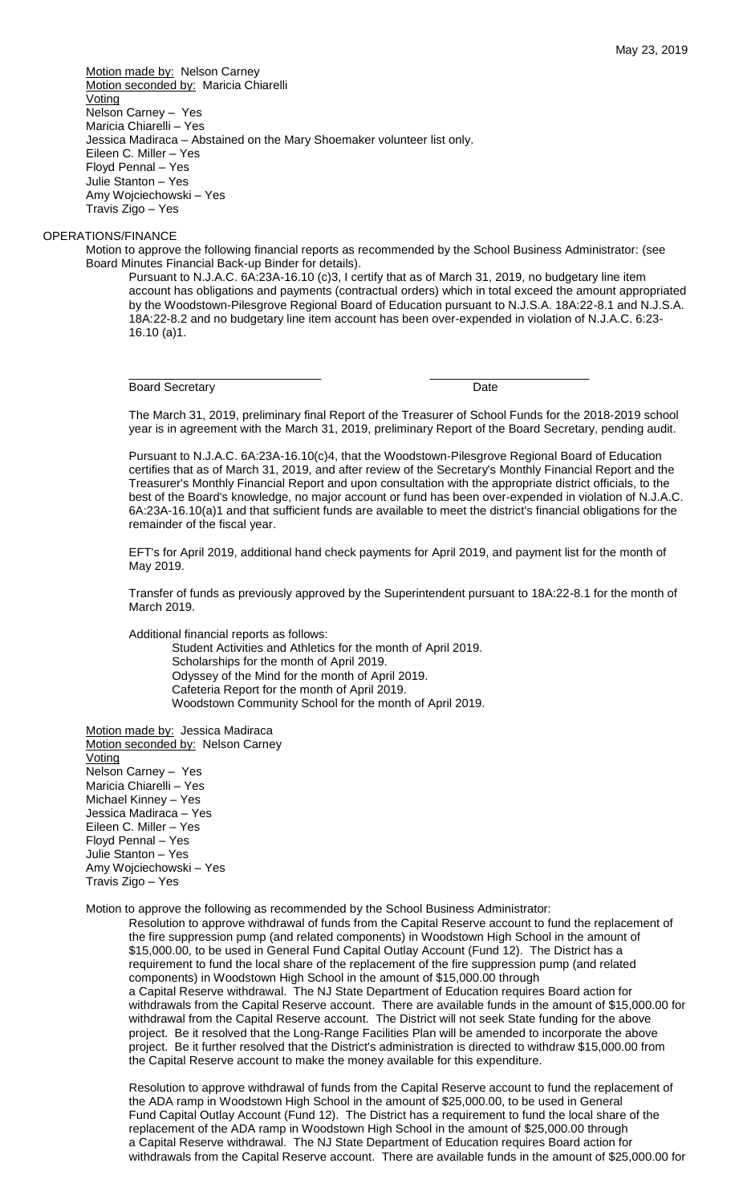Motion made by: Nelson Carney
Motion seconded by: Maricia Chiarelli
Voting
Nelson Carney – Yes
Maricia Chiarelli – Yes
Jessica Madiraca – Abstained on the Mary Shoemaker volunteer list only.
Eileen C. Miller – Yes
Floyd Pennal – Yes
Julie Stanton – Yes
Amy Wojciechowski – Yes
Travis Zigo – Yes

OPERATIONS/FINANCE

Motion to approve the following financial reports as recommended by the School Business Administrator: (see Board Minutes Financial Back-up Binder for details).

Pursuant to N.J.A.C. 6A:23A-16.10 (c)3, I certify that as of March 31, 2019, no budgetary line item account has obligations and payments (contractual orders) which in total exceed the amount appropriated by the Woodstown-Pilesgrove Regional Board of Education pursuant to N.J.S.A. 18A:22-8.1 and N.J.S.A. 18A:22-8.2 and no budgetary line item account has been over-expended in violation of N.J.A.C. 6:23-16.10 (a)1.

_____________________________ &nbsp;&nbsp;&nbsp;&nbsp;&nbsp;&nbsp;&nbsp;&nbsp; ________________________
Board Secretary &nbsp;&nbsp;&nbsp;&nbsp;&nbsp;&nbsp;&nbsp;&nbsp;&nbsp;&nbsp;&nbsp;&nbsp;&nbsp;&nbsp;&nbsp;&nbsp;&nbsp;&nbsp;&nbsp;&nbsp;&nbsp;&nbsp;&nbsp;&nbsp;&nbsp;&nbsp;&nbsp;&nbsp;&nbsp;&nbsp;&nbsp;&nbsp; Date

The March 31, 2019, preliminary final Report of the Treasurer of School Funds for the 2018-2019 school year is in agreement with the March 31, 2019, preliminary Report of the Board Secretary, pending audit.

Pursuant to N.J.A.C. 6A:23A-16.10(c)4, that the Woodstown-Pilesgrove Regional Board of Education certifies that as of March 31, 2019, and after review of the Secretary's Monthly Financial Report and the Treasurer's Monthly Financial Report and upon consultation with the appropriate district officials, to the best of the Board's knowledge, no major account or fund has been over-expended in violation of N.J.A.C. 6A:23A-16.10(a)1 and that sufficient funds are available to meet the district's financial obligations for the remainder of the fiscal year.

EFT's for April 2019, additional hand check payments for April 2019, and payment list for the month of May 2019.

Transfer of funds as previously approved by the Superintendent pursuant to 18A:22-8.1 for the month of March 2019.

Additional financial reports as follows:

Student Activities and Athletics for the month of April 2019.
Scholarships for the month of April 2019.
Odyssey of the Mind for the month of April 2019.
Cafeteria Report for the month of April 2019.
Woodstown Community School for the month of April 2019.

Motion made by: Jessica Madiraca
Motion seconded by: Nelson Carney
Voting
Nelson Carney – Yes
Maricia Chiarelli – Yes
Michael Kinney – Yes
Jessica Madiraca – Yes
Eileen C. Miller – Yes
Floyd Pennal – Yes
Julie Stanton – Yes
Amy Wojciechowski – Yes
Travis Zigo – Yes

Motion to approve the following as recommended by the School Business Administrator:

Resolution to approve withdrawal of funds from the Capital Reserve account to fund the replacement of the fire suppression pump (and related components) in Woodstown High School in the amount of $15,000.00, to be used in General Fund Capital Outlay Account (Fund 12). The District has a requirement to fund the local share of the replacement of the fire suppression pump (and related components) in Woodstown High School in the amount of $15,000.00 through a Capital Reserve withdrawal. The NJ State Department of Education requires Board action for withdrawals from the Capital Reserve account. There are available funds in the amount of $15,000.00 for withdrawal from the Capital Reserve account. The District will not seek State funding for the above project. Be it resolved that the Long-Range Facilities Plan will be amended to incorporate the above project. Be it further resolved that the District's administration is directed to withdraw $15,000.00 from the Capital Reserve account to make the money available for this expenditure.

Resolution to approve withdrawal of funds from the Capital Reserve account to fund the replacement of the ADA ramp in Woodstown High School in the amount of $25,000.00, to be used in General Fund Capital Outlay Account (Fund 12). The District has a requirement to fund the local share of the replacement of the ADA ramp in Woodstown High School in the amount of $25,000.00 through a Capital Reserve withdrawal. The NJ State Department of Education requires Board action for withdrawals from the Capital Reserve account. There are available funds in the amount of $25,000.00 for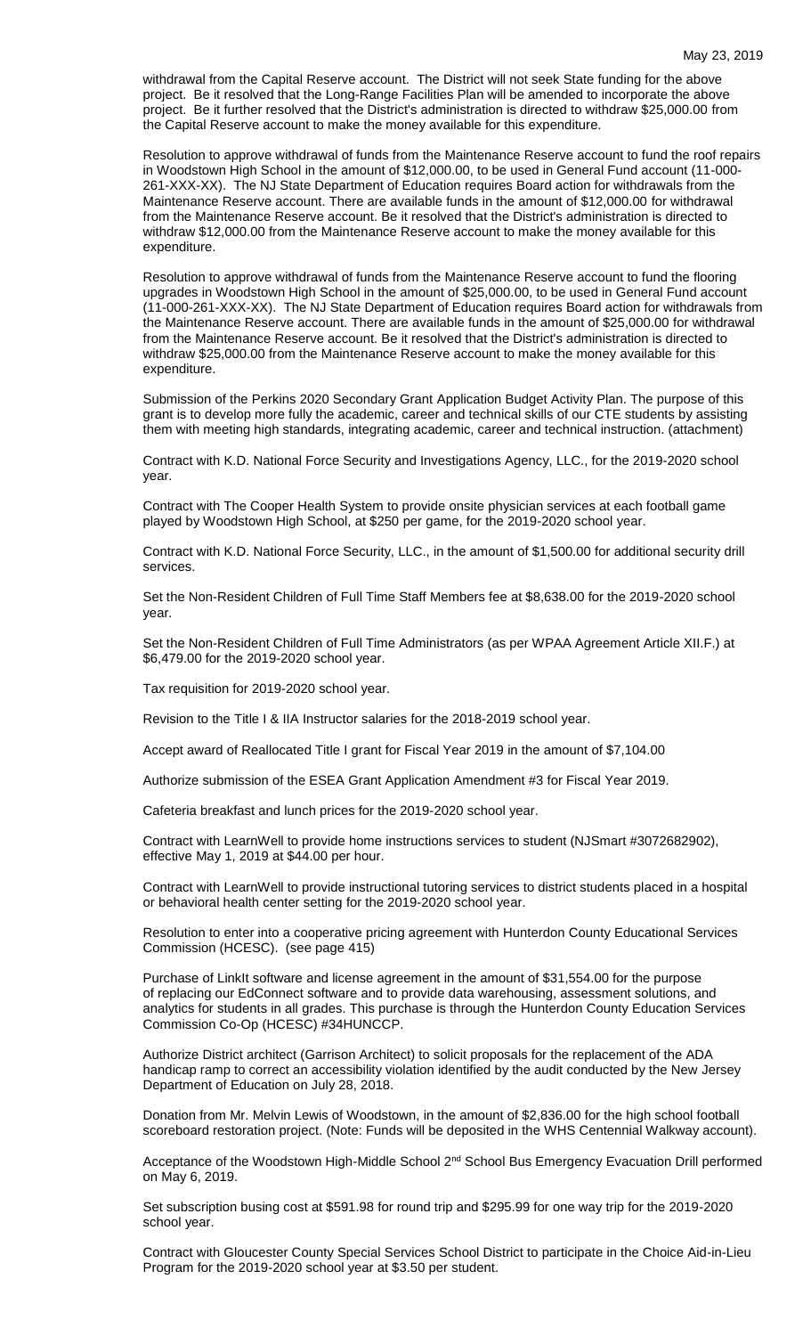withdrawal from the Capital Reserve account. The District will not seek State funding for the above project. Be it resolved that the Long-Range Facilities Plan will be amended to incorporate the above project. Be it further resolved that the District's administration is directed to withdraw $25,000.00 from the Capital Reserve account to make the money available for this expenditure.

Resolution to approve withdrawal of funds from the Maintenance Reserve account to fund the roof repairs in Woodstown High School in the amount of $12,000.00, to be used in General Fund account (11-000-261-XXX-XX). The NJ State Department of Education requires Board action for withdrawals from the Maintenance Reserve account. There are available funds in the amount of $12,000.00 for withdrawal from the Maintenance Reserve account. Be it resolved that the District's administration is directed to withdraw $12,000.00 from the Maintenance Reserve account to make the money available for this expenditure.

Resolution to approve withdrawal of funds from the Maintenance Reserve account to fund the flooring upgrades in Woodstown High School in the amount of $25,000.00, to be used in General Fund account (11-000-261-XXX-XX). The NJ State Department of Education requires Board action for withdrawals from the Maintenance Reserve account. There are available funds in the amount of $25,000.00 for withdrawal from the Maintenance Reserve account. Be it resolved that the District's administration is directed to withdraw $25,000.00 from the Maintenance Reserve account to make the money available for this expenditure.

Submission of the Perkins 2020 Secondary Grant Application Budget Activity Plan. The purpose of this grant is to develop more fully the academic, career and technical skills of our CTE students by assisting them with meeting high standards, integrating academic, career and technical instruction. (attachment)

Contract with K.D. National Force Security and Investigations Agency, LLC., for the 2019-2020 school year.

Contract with The Cooper Health System to provide onsite physician services at each football game played by Woodstown High School, at $250 per game, for the 2019-2020 school year.

Contract with K.D. National Force Security, LLC., in the amount of $1,500.00 for additional security drill services.

Set the Non-Resident Children of Full Time Staff Members fee at $8,638.00 for the 2019-2020 school year.

Set the Non-Resident Children of Full Time Administrators (as per WPAA Agreement Article XII.F.) at $6,479.00 for the 2019-2020 school year.

Tax requisition for 2019-2020 school year.

Revision to the Title I & IIA Instructor salaries for the 2018-2019 school year.

Accept award of Reallocated Title I grant for Fiscal Year 2019 in the amount of $7,104.00

Authorize submission of the ESEA Grant Application Amendment #3 for Fiscal Year 2019.

Cafeteria breakfast and lunch prices for the 2019-2020 school year.

Contract with LearnWell to provide home instructions services to student (NJSmart #3072682902), effective May 1, 2019 at $44.00 per hour.

Contract with LearnWell to provide instructional tutoring services to district students placed in a hospital or behavioral health center setting for the 2019-2020 school year.

Resolution to enter into a cooperative pricing agreement with Hunterdon County Educational Services Commission (HCESC). (see page 415)

Purchase of LinkIt software and license agreement in the amount of $31,554.00 for the purpose of replacing our EdConnect software and to provide data warehousing, assessment solutions, and analytics for students in all grades. This purchase is through the Hunterdon County Education Services Commission Co-Op (HCESC) #34HUNCCP.

Authorize District architect (Garrison Architect) to solicit proposals for the replacement of the ADA handicap ramp to correct an accessibility violation identified by the audit conducted by the New Jersey Department of Education on July 28, 2018.

Donation from Mr. Melvin Lewis of Woodstown, in the amount of $2,836.00 for the high school football scoreboard restoration project. (Note: Funds will be deposited in the WHS Centennial Walkway account).

Acceptance of the Woodstown High-Middle School 2nd School Bus Emergency Evacuation Drill performed on May 6, 2019.

Set subscription busing cost at $591.98 for round trip and $295.99 for one way trip for the 2019-2020 school year.

Contract with Gloucester County Special Services School District to participate in the Choice Aid-in-Lieu Program for the 2019-2020 school year at $3.50 per student.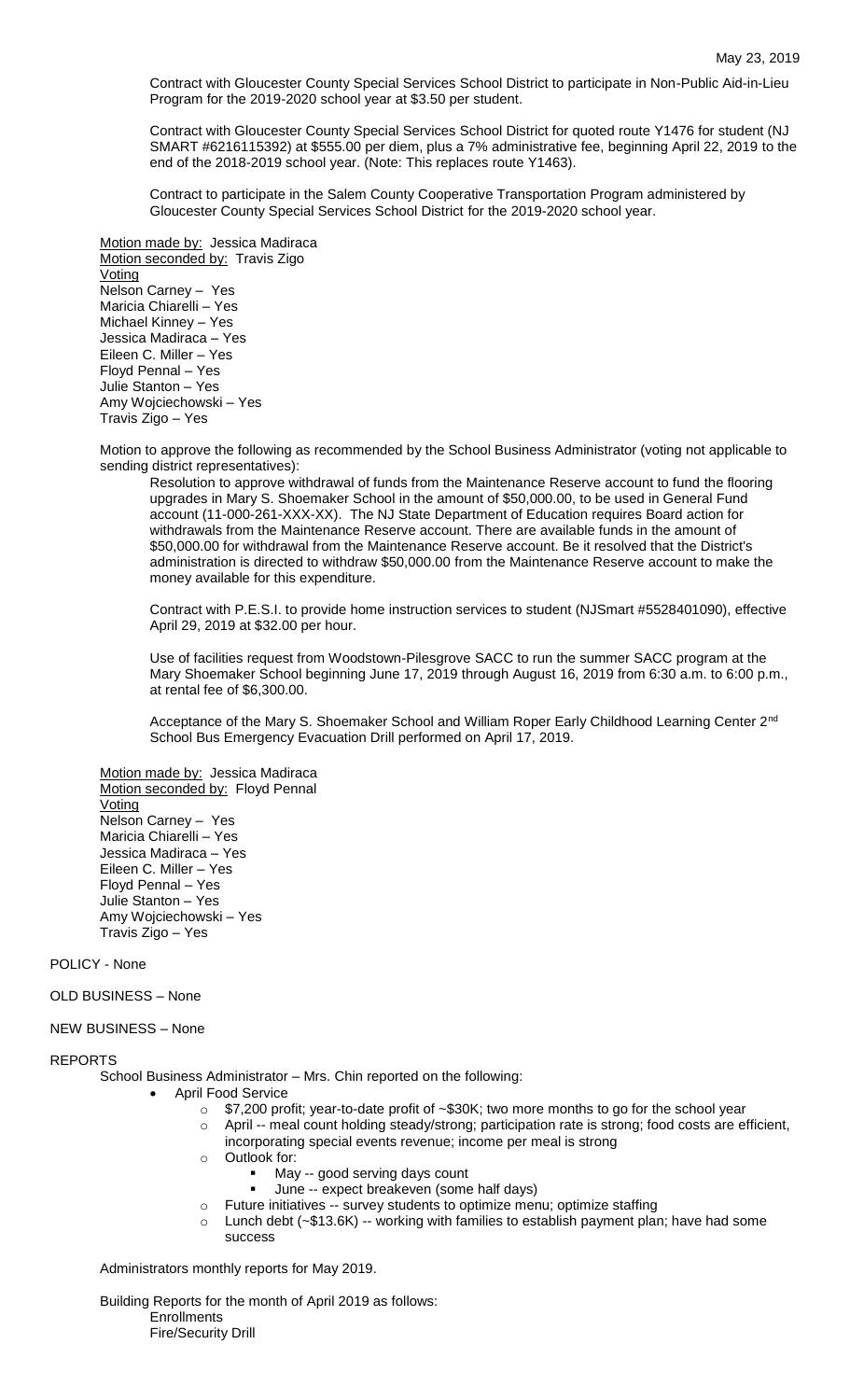Contract with Gloucester County Special Services School District to participate in Non-Public Aid-in-Lieu Program for the 2019-2020 school year at $3.50 per student.

Contract with Gloucester County Special Services School District for quoted route Y1476 for student (NJ SMART #6216115392) at $555.00 per diem, plus a 7% administrative fee, beginning April 22, 2019 to the end of the 2018-2019 school year. (Note: This replaces route Y1463).

Contract to participate in the Salem County Cooperative Transportation Program administered by Gloucester County Special Services School District for the 2019-2020 school year.

Motion made by: Jessica Madiraca
Motion seconded by: Travis Zigo
Voting
Nelson Carney – Yes
Maricia Chiarelli – Yes
Michael Kinney – Yes
Jessica Madiraca – Yes
Eileen C. Miller – Yes
Floyd Pennal – Yes
Julie Stanton – Yes
Amy Wojciechowski – Yes
Travis Zigo – Yes

Motion to approve the following as recommended by the School Business Administrator (voting not applicable to sending district representatives):

Resolution to approve withdrawal of funds from the Maintenance Reserve account to fund the flooring upgrades in Mary S. Shoemaker School in the amount of $50,000.00, to be used in General Fund account (11-000-261-XXX-XX). The NJ State Department of Education requires Board action for withdrawals from the Maintenance Reserve account. There are available funds in the amount of $50,000.00 for withdrawal from the Maintenance Reserve account. Be it resolved that the District's administration is directed to withdraw $50,000.00 from the Maintenance Reserve account to make the money available for this expenditure.

Contract with P.E.S.I. to provide home instruction services to student (NJSmart #5528401090), effective April 29, 2019 at $32.00 per hour.

Use of facilities request from Woodstown-Pilesgrove SACC to run the summer SACC program at the Mary Shoemaker School beginning June 17, 2019 through August 16, 2019 from 6:30 a.m. to 6:00 p.m., at rental fee of $6,300.00.

Acceptance of the Mary S. Shoemaker School and William Roper Early Childhood Learning Center 2nd School Bus Emergency Evacuation Drill performed on April 17, 2019.

Motion made by: Jessica Madiraca
Motion seconded by: Floyd Pennal
Voting
Nelson Carney – Yes
Maricia Chiarelli – Yes
Jessica Madiraca – Yes
Eileen C. Miller – Yes
Floyd Pennal – Yes
Julie Stanton – Yes
Amy Wojciechowski – Yes
Travis Zigo – Yes

POLICY - None

OLD BUSINESS – None

NEW BUSINESS – None

REPORTS

School Business Administrator – Mrs. Chin reported on the following:

- April Food Service
  - $7,200 profit; year-to-date profit of ~$30K; two more months to go for the school year
  - April -- meal count holding steady/strong; participation rate is strong; food costs are efficient, incorporating special events revenue; income per meal is strong
  - Outlook for:
    - May -- good serving days count
    - June -- expect breakeven (some half days)
  - Future initiatives -- survey students to optimize menu; optimize staffing
  - Lunch debt (~$13.6K) -- working with families to establish payment plan; have had some success

Administrators monthly reports for May 2019.

Building Reports for the month of April 2019 as follows:
Enrollments
Fire/Security Drill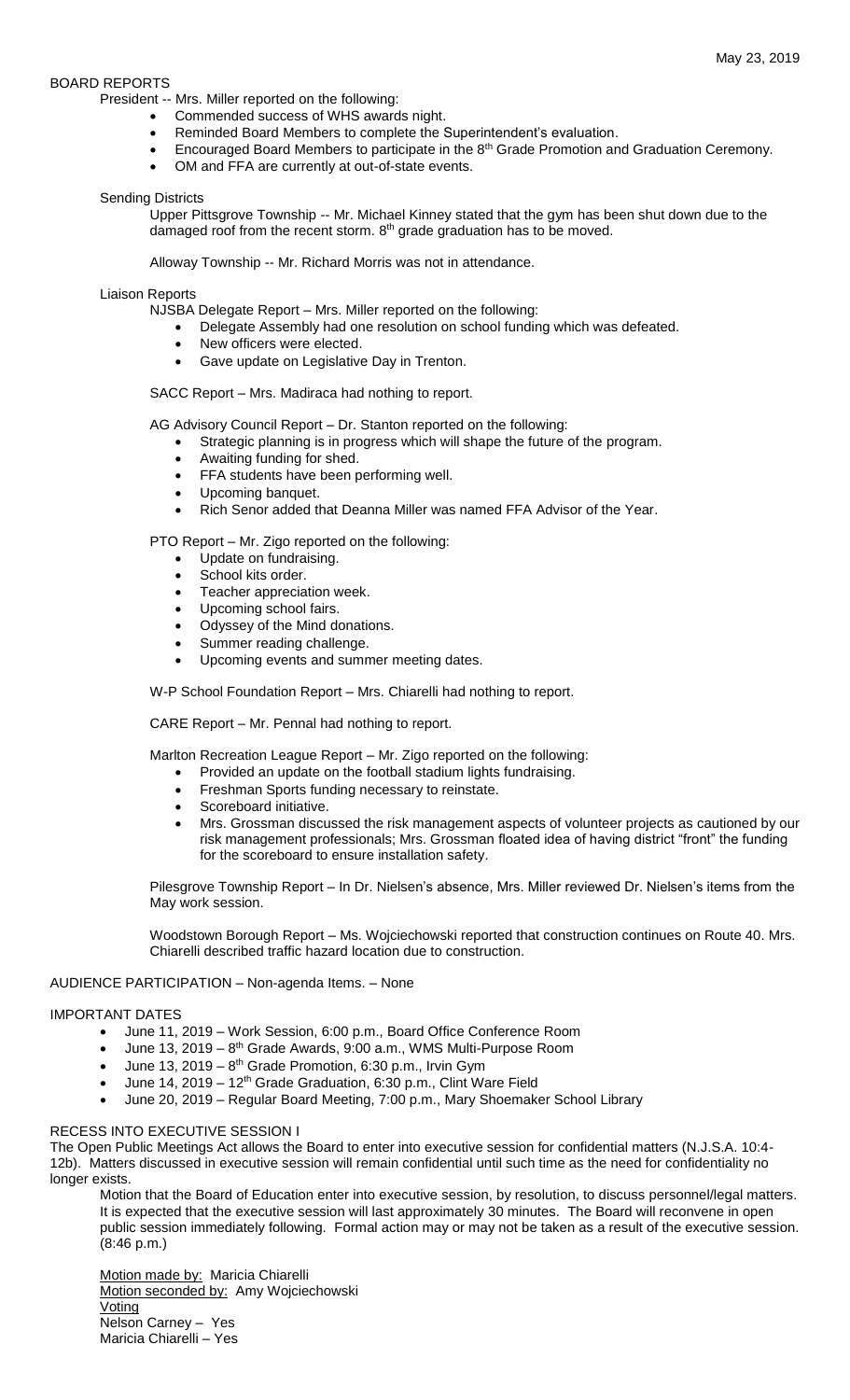May 23, 2019

BOARD REPORTS

President -- Mrs. Miller reported on the following:

- Commended success of WHS awards night.
- Reminded Board Members to complete the Superintendent's evaluation.
- Encouraged Board Members to participate in the 8th Grade Promotion and Graduation Ceremony.
- OM and FFA are currently at out-of-state events.

Sending Districts

Upper Pittsgrove Township -- Mr. Michael Kinney stated that the gym has been shut down due to the damaged roof from the recent storm. 8th grade graduation has to be moved.

Alloway Township -- Mr. Richard Morris was not in attendance.

Liaison Reports

NJSBA Delegate Report – Mrs. Miller reported on the following:

- Delegate Assembly had one resolution on school funding which was defeated.
- New officers were elected.
- Gave update on Legislative Day in Trenton.

SACC Report – Mrs. Madiraca had nothing to report.

AG Advisory Council Report – Dr. Stanton reported on the following:

- Strategic planning is in progress which will shape the future of the program.
- Awaiting funding for shed.
- FFA students have been performing well.
- Upcoming banquet.
- Rich Senor added that Deanna Miller was named FFA Advisor of the Year.

PTO Report – Mr. Zigo reported on the following:

- Update on fundraising.
- School kits order.
- Teacher appreciation week.
- Upcoming school fairs.
- Odyssey of the Mind donations.
- Summer reading challenge.
- Upcoming events and summer meeting dates.

W-P School Foundation Report – Mrs. Chiarelli had nothing to report.

CARE Report – Mr. Pennal had nothing to report.

Marlton Recreation League Report – Mr. Zigo reported on the following:

- Provided an update on the football stadium lights fundraising.
- Freshman Sports funding necessary to reinstate.
- Scoreboard initiative.
- Mrs. Grossman discussed the risk management aspects of volunteer projects as cautioned by our risk management professionals; Mrs. Grossman floated idea of having district "front" the funding for the scoreboard to ensure installation safety.

Pilesgrove Township Report – In Dr. Nielsen's absence, Mrs. Miller reviewed Dr. Nielsen's items from the May work session.

Woodstown Borough Report – Ms. Wojciechowski reported that construction continues on Route 40. Mrs. Chiarelli described traffic hazard location due to construction.

AUDIENCE PARTICIPATION – Non-agenda Items. – None

IMPORTANT DATES

- June 11, 2019 – Work Session, 6:00 p.m., Board Office Conference Room
- June 13, 2019 – 8th Grade Awards, 9:00 a.m., WMS Multi-Purpose Room
- June 13, 2019 – 8th Grade Promotion, 6:30 p.m., Irvin Gym
- June 14, 2019 – 12th Grade Graduation, 6:30 p.m., Clint Ware Field
- June 20, 2019 – Regular Board Meeting, 7:00 p.m., Mary Shoemaker School Library

RECESS INTO EXECUTIVE SESSION I

The Open Public Meetings Act allows the Board to enter into executive session for confidential matters (N.J.S.A. 10:4-12b). Matters discussed in executive session will remain confidential until such time as the need for confidentiality no longer exists.

Motion that the Board of Education enter into executive session, by resolution, to discuss personnel/legal matters. It is expected that the executive session will last approximately 30 minutes. The Board will reconvene in open public session immediately following. Formal action may or may not be taken as a result of the executive session. (8:46 p.m.)

Motion made by: Maricia Chiarelli
Motion seconded by: Amy Wojciechowski
Voting
Nelson Carney – Yes
Maricia Chiarelli – Yes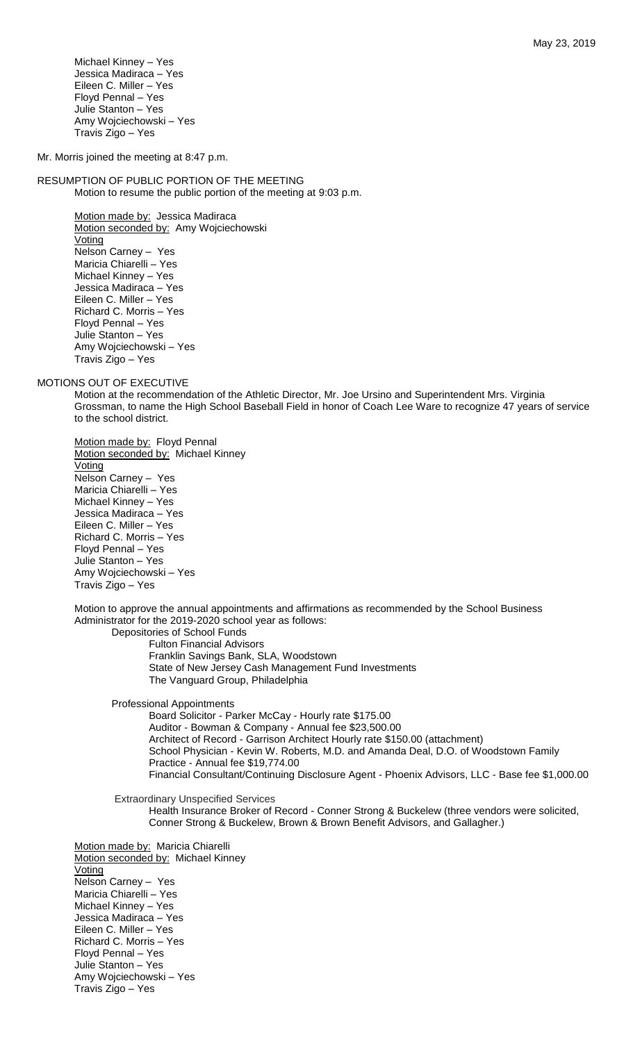Michael Kinney – Yes
Jessica Madiraca – Yes
Eileen C. Miller – Yes
Floyd Pennal – Yes
Julie Stanton – Yes
Amy Wojciechowski – Yes
Travis Zigo – Yes

Mr. Morris joined the meeting at 8:47 p.m.

RESUMPTION OF PUBLIC PORTION OF THE MEETING

Motion to resume the public portion of the meeting at 9:03 p.m.

Motion made by: Jessica Madiraca
Motion seconded by: Amy Wojciechowski
Voting
Nelson Carney – Yes
Maricia Chiarelli – Yes
Michael Kinney – Yes
Jessica Madiraca – Yes
Eileen C. Miller – Yes
Richard C. Morris – Yes
Floyd Pennal – Yes
Julie Stanton – Yes
Amy Wojciechowski – Yes
Travis Zigo – Yes

MOTIONS OUT OF EXECUTIVE

Motion at the recommendation of the Athletic Director, Mr. Joe Ursino and Superintendent Mrs. Virginia Grossman, to name the High School Baseball Field in honor of Coach Lee Ware to recognize 47 years of service to the school district.

Motion made by: Floyd Pennal
Motion seconded by: Michael Kinney
Voting
Nelson Carney – Yes
Maricia Chiarelli – Yes
Michael Kinney – Yes
Jessica Madiraca – Yes
Eileen C. Miller – Yes
Richard C. Morris – Yes
Floyd Pennal – Yes
Julie Stanton – Yes
Amy Wojciechowski – Yes
Travis Zigo – Yes

Motion to approve the annual appointments and affirmations as recommended by the School Business Administrator for the 2019-2020 school year as follows:

Depositories of School Funds
- Fulton Financial Advisors
- Franklin Savings Bank, SLA, Woodstown
- State of New Jersey Cash Management Fund Investments
- The Vanguard Group, Philadelphia

Professional Appointments
- Board Solicitor - Parker McCay - Hourly rate $175.00
- Auditor - Bowman & Company - Annual fee $23,500.00
- Architect of Record - Garrison Architect Hourly rate $150.00 (attachment)
- School Physician - Kevin W. Roberts, M.D. and Amanda Deal, D.O. of Woodstown Family Practice - Annual fee $19,774.00
- Financial Consultant/Continuing Disclosure Agent - Phoenix Advisors, LLC - Base fee $1,000.00

Extraordinary Unspecified Services
- Health Insurance Broker of Record - Conner Strong & Buckelew (three vendors were solicited, Conner Strong & Buckelew, Brown & Brown Benefit Advisors, and Gallagher.)

Motion made by: Maricia Chiarelli
Motion seconded by: Michael Kinney
Voting
Nelson Carney – Yes
Maricia Chiarelli – Yes
Michael Kinney – Yes
Jessica Madiraca – Yes
Eileen C. Miller – Yes
Richard C. Morris – Yes
Floyd Pennal – Yes
Julie Stanton – Yes
Amy Wojciechowski – Yes
Travis Zigo – Yes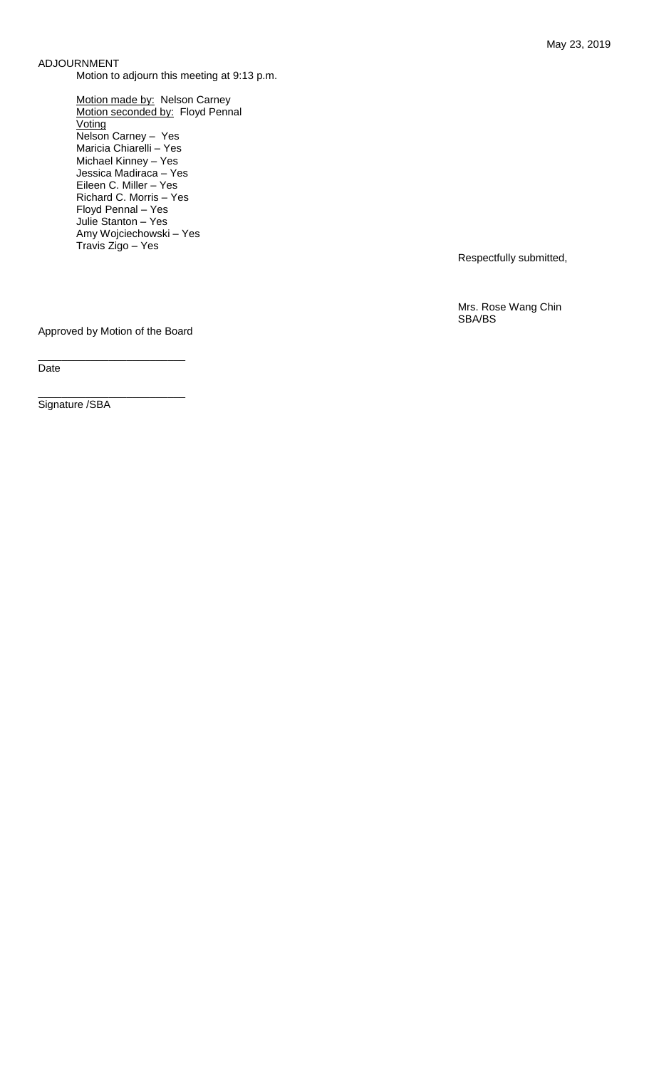May 23, 2019

ADJOURNMENT

Motion to adjourn this meeting at 9:13 p.m.

Motion made by: Nelson Carney
Motion seconded by: Floyd Pennal
Voting
Nelson Carney – Yes
Maricia Chiarelli – Yes
Michael Kinney – Yes
Jessica Madiraca – Yes
Eileen C. Miller – Yes
Richard C. Morris – Yes
Floyd Pennal – Yes
Julie Stanton – Yes
Amy Wojciechowski – Yes
Travis Zigo – Yes

Respectfully submitted,

Mrs. Rose Wang Chin
SBA/BS

Approved by Motion of the Board

\_\_\_\_\_\_\_\_\_\_\_\_\_\_\_\_\_\_\_\_\_\_\_\_\_
Date

\_\_\_\_\_\_\_\_\_\_\_\_\_\_\_\_\_\_\_\_\_\_\_\_\_
Signature /SBA